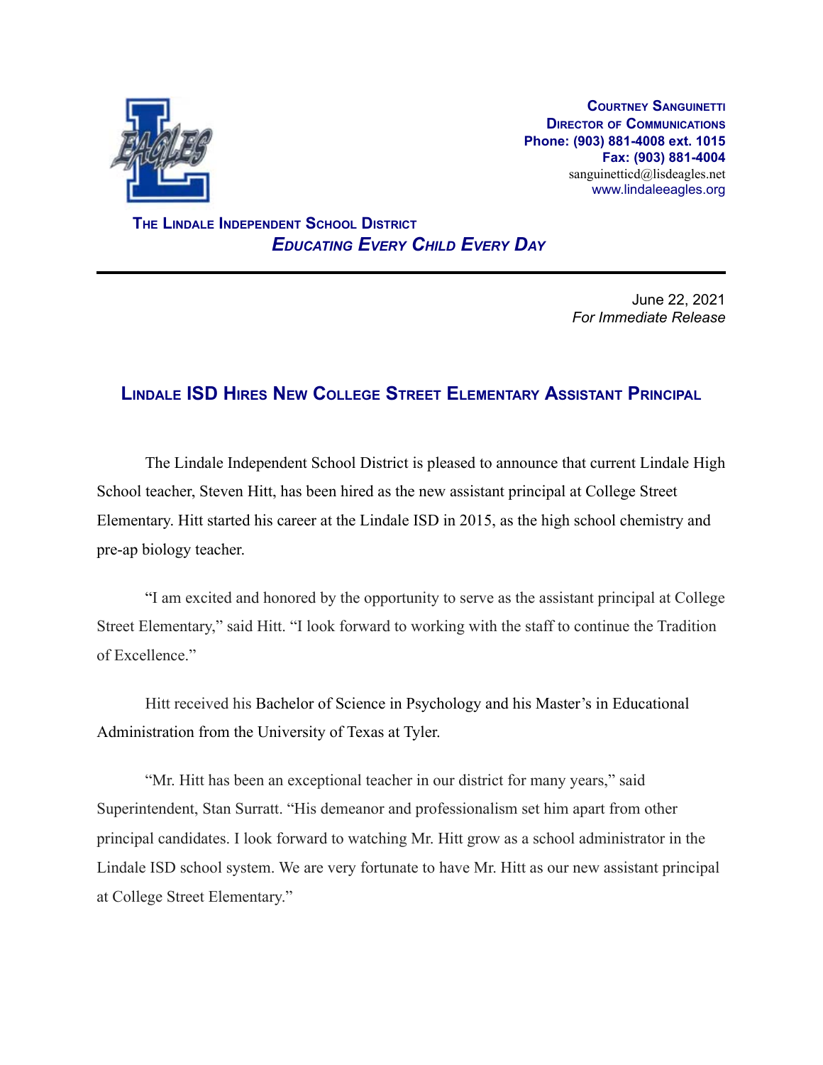**COURTNEY SANGUINETTI**
**DIRECTOR OF COMMUNICATIONS**
**Phone: (903) 881-4008 ext. 1015**
**Fax: (903) 881-4004**
sanguinetticd@lisdeagles.net
www.lindaleeagles.org

**THE LINDALE INDEPENDENT SCHOOL DISTRICT**
***EDUCATING EVERY CHILD EVERY DAY***

---

June 22, 2021
*For Immediate Release*

## LINDALE ISD HIRES NEW COLLEGE STREET ELEMENTARY ASSISTANT PRINCIPAL

The Lindale Independent School District is pleased to announce that current Lindale High School teacher, Steven Hitt, has been hired as the new assistant principal at College Street Elementary. Hitt started his career at the Lindale ISD in 2015, as the high school chemistry and pre-ap biology teacher.

"I am excited and honored by the opportunity to serve as the assistant principal at College Street Elementary," said Hitt. "I look forward to working with the staff to continue the Tradition of Excellence."

Hitt received his Bachelor of Science in Psychology and his Master's in Educational Administration from the University of Texas at Tyler.

"Mr. Hitt has been an exceptional teacher in our district for many years," said Superintendent, Stan Surratt. "His demeanor and professionalism set him apart from other principal candidates. I look forward to watching Mr. Hitt grow as a school administrator in the Lindale ISD school system. We are very fortunate to have Mr. Hitt as our new assistant principal at College Street Elementary."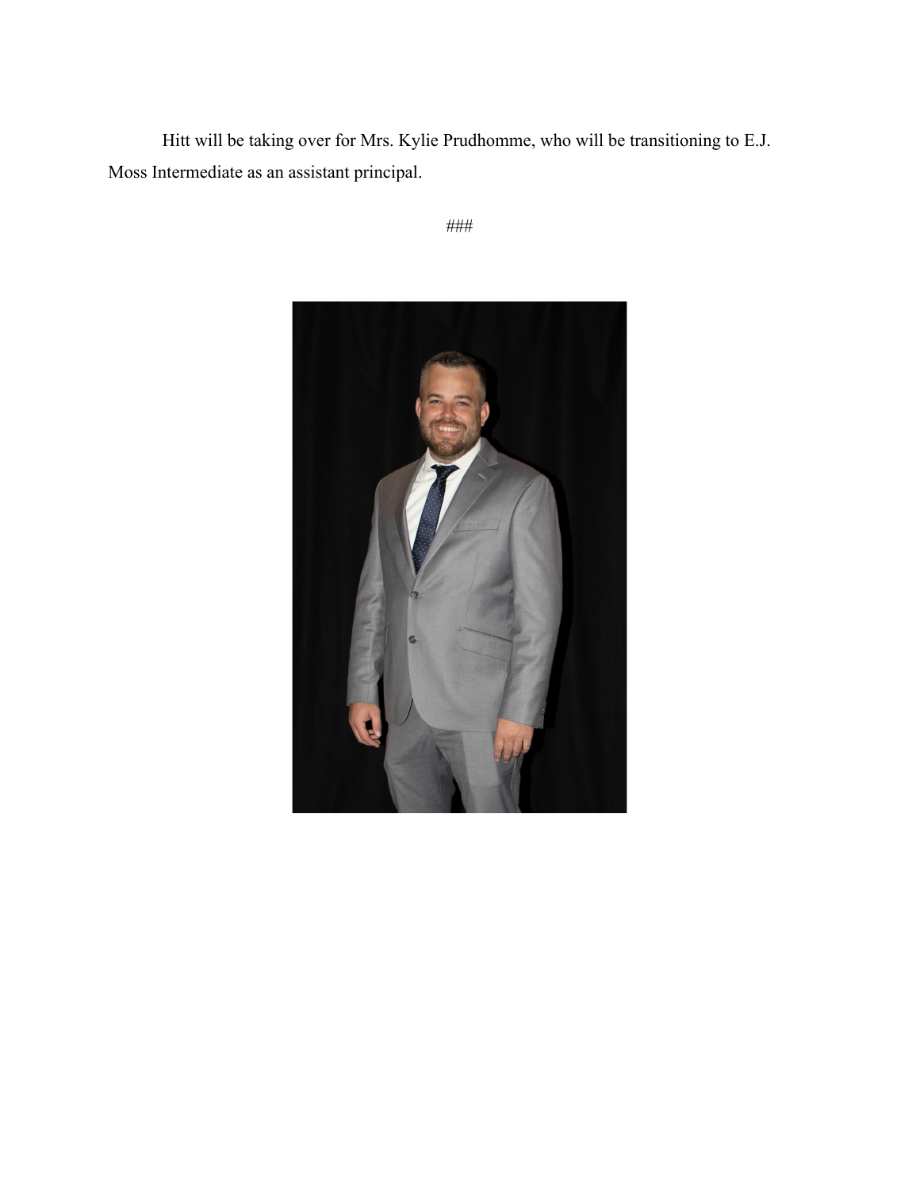Hitt will be taking over for Mrs. Kylie Prudhomme, who will be transitioning to E.J. Moss Intermediate as an assistant principal.

###